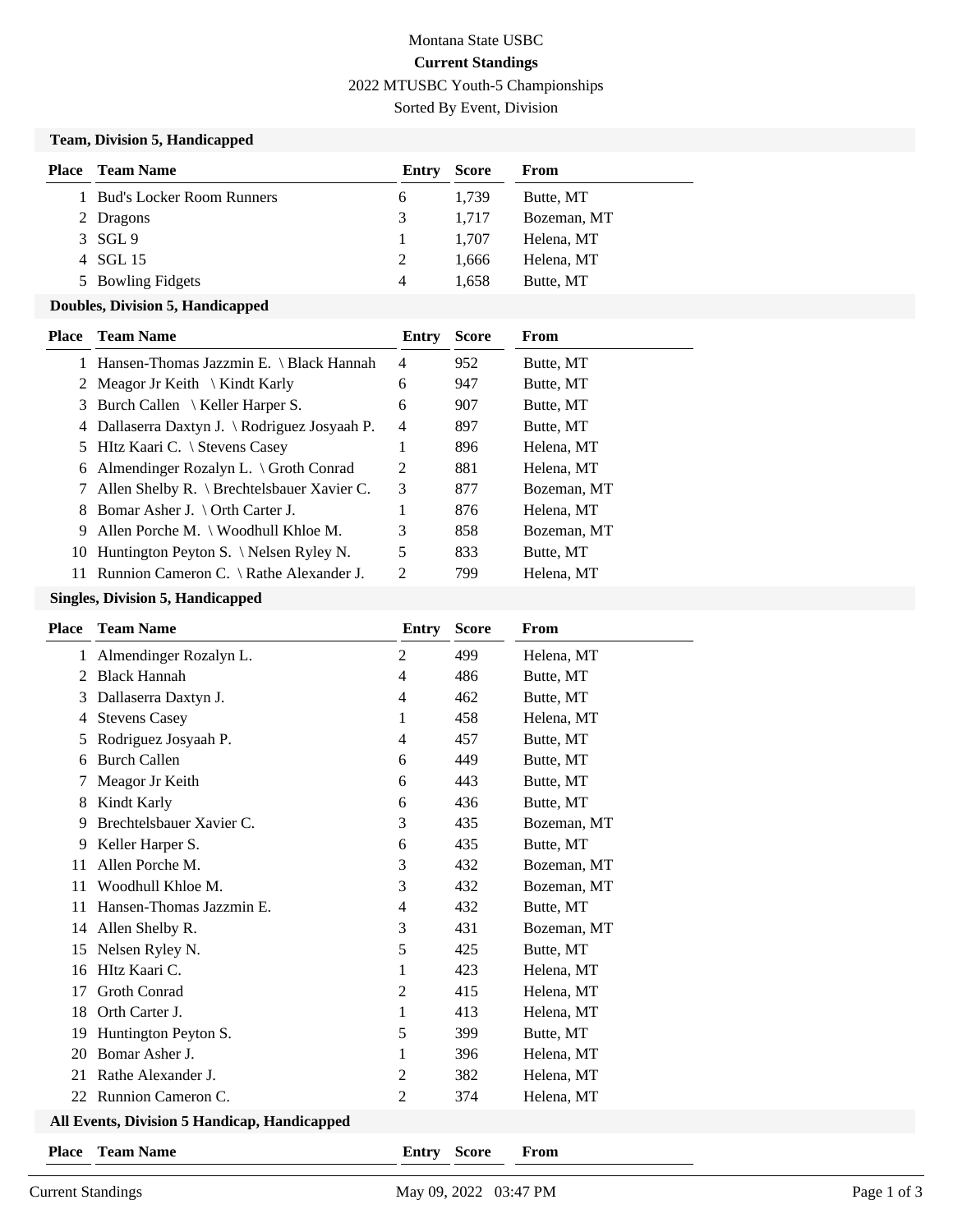Montana State USBC

**Current Standings**

2022 MTUSBC Youth-5 Championships

Sorted By Event, Division

## Team, Division 5, Handicapped

| Place | Team Name | Entry | Score | From |
|---|---|---|---|---|
| 1 | Bud's Locker Room Runners | 6 | 1,739 | Butte, MT |
| 2 | Dragons | 3 | 1,717 | Bozeman, MT |
| 3 | SGL 9 | 1 | 1,707 | Helena, MT |
| 4 | SGL 15 | 2 | 1,666 | Helena, MT |
| 5 | Bowling Fidgets | 4 | 1,658 | Butte, MT |

## Doubles, Division 5, Handicapped

| Place | Team Name | Entry | Score | From |
|---|---|---|---|---|
| 1 | Hansen-Thomas Jazzmin E. \ Black Hannah | 4 | 952 | Butte, MT |
| 2 | Meagor Jr Keith \ Kindt Karly | 6 | 947 | Butte, MT |
| 3 | Burch Callen \ Keller Harper S. | 6 | 907 | Butte, MT |
| 4 | Dallaserra Daxtyn J. \ Rodriguez Josyaah P. | 4 | 897 | Butte, MT |
| 5 | HItz Kaari C. \ Stevens Casey | 1 | 896 | Helena, MT |
| 6 | Almendinger Rozalyn L. \ Groth Conrad | 2 | 881 | Helena, MT |
| 7 | Allen Shelby R. \ Brechtelsbauer Xavier C. | 3 | 877 | Bozeman, MT |
| 8 | Bomar Asher J. \ Orth Carter J. | 1 | 876 | Helena, MT |
| 9 | Allen Porche M. \ Woodhull Khloe M. | 3 | 858 | Bozeman, MT |
| 10 | Huntington Peyton S. \ Nelsen Ryley N. | 5 | 833 | Butte, MT |
| 11 | Runnion Cameron C. \ Rathe Alexander J. | 2 | 799 | Helena, MT |

## Singles, Division 5, Handicapped

| Place | Team Name | Entry | Score | From |
|---|---|---|---|---|
| 1 | Almendinger Rozalyn L. | 2 | 499 | Helena, MT |
| 2 | Black Hannah | 4 | 486 | Butte, MT |
| 3 | Dallaserra Daxtyn J. | 4 | 462 | Butte, MT |
| 4 | Stevens Casey | 1 | 458 | Helena, MT |
| 5 | Rodriguez Josyaah P. | 4 | 457 | Butte, MT |
| 6 | Burch Callen | 6 | 449 | Butte, MT |
| 7 | Meagor Jr Keith | 6 | 443 | Butte, MT |
| 8 | Kindt Karly | 6 | 436 | Butte, MT |
| 9 | Brechtelsbauer Xavier C. | 3 | 435 | Bozeman, MT |
| 9 | Keller Harper S. | 6 | 435 | Butte, MT |
| 11 | Allen Porche M. | 3 | 432 | Bozeman, MT |
| 11 | Woodhull Khloe M. | 3 | 432 | Bozeman, MT |
| 11 | Hansen-Thomas Jazzmin E. | 4 | 432 | Butte, MT |
| 14 | Allen Shelby R. | 3 | 431 | Bozeman, MT |
| 15 | Nelsen Ryley N. | 5 | 425 | Butte, MT |
| 16 | HItz Kaari C. | 1 | 423 | Helena, MT |
| 17 | Groth Conrad | 2 | 415 | Helena, MT |
| 18 | Orth Carter J. | 1 | 413 | Helena, MT |
| 19 | Huntington Peyton S. | 5 | 399 | Butte, MT |
| 20 | Bomar Asher J. | 1 | 396 | Helena, MT |
| 21 | Rathe Alexander J. | 2 | 382 | Helena, MT |
| 22 | Runnion Cameron C. | 2 | 374 | Helena, MT |

## All Events, Division 5 Handicap, Handicapped

| Place | Team Name | Entry | Score | From |
|---|---|---|---|---|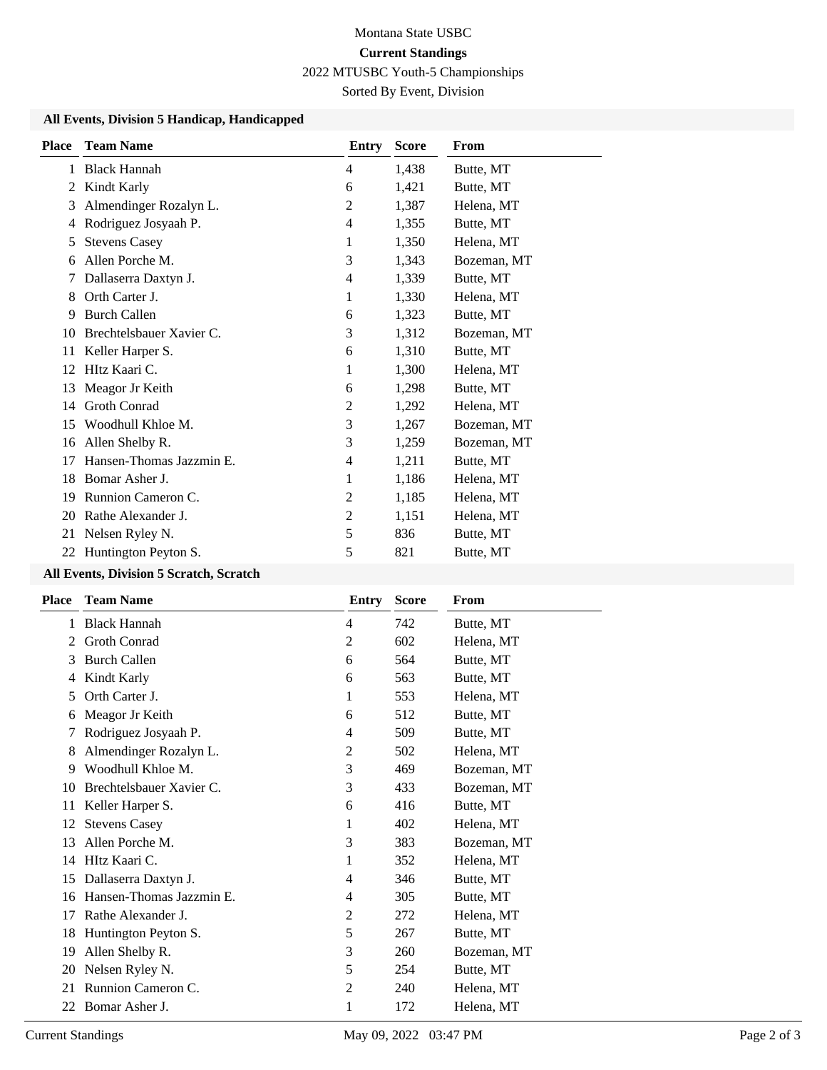Montana State USBC

**Current Standings**

2022 MTUSBC Youth-5 Championships

Sorted By Event, Division

### All Events, Division 5 Handicap, Handicapped

| Place | Team Name | Entry | Score | From |
|---|---|---|---|---|
| 1 | Black Hannah | 4 | 1,438 | Butte, MT |
| 2 | Kindt Karly | 6 | 1,421 | Butte, MT |
| 3 | Almendinger Rozalyn L. | 2 | 1,387 | Helena, MT |
| 4 | Rodriguez Josyaah P. | 4 | 1,355 | Butte, MT |
| 5 | Stevens Casey | 1 | 1,350 | Helena, MT |
| 6 | Allen Porche M. | 3 | 1,343 | Bozeman, MT |
| 7 | Dallaserra Daxtyn J. | 4 | 1,339 | Butte, MT |
| 8 | Orth Carter J. | 1 | 1,330 | Helena, MT |
| 9 | Burch Callen | 6 | 1,323 | Butte, MT |
| 10 | Brechtelsbauer Xavier C. | 3 | 1,312 | Bozeman, MT |
| 11 | Keller Harper S. | 6 | 1,310 | Butte, MT |
| 12 | HItz Kaari C. | 1 | 1,300 | Helena, MT |
| 13 | Meagor Jr Keith | 6 | 1,298 | Butte, MT |
| 14 | Groth Conrad | 2 | 1,292 | Helena, MT |
| 15 | Woodhull Khloe M. | 3 | 1,267 | Bozeman, MT |
| 16 | Allen Shelby R. | 3 | 1,259 | Bozeman, MT |
| 17 | Hansen-Thomas Jazzmin E. | 4 | 1,211 | Butte, MT |
| 18 | Bomar Asher J. | 1 | 1,186 | Helena, MT |
| 19 | Runnion Cameron C. | 2 | 1,185 | Helena, MT |
| 20 | Rathe Alexander J. | 2 | 1,151 | Helena, MT |
| 21 | Nelsen Ryley N. | 5 | 836 | Butte, MT |
| 22 | Huntington Peyton S. | 5 | 821 | Butte, MT |

### All Events, Division 5 Scratch, Scratch

| Place | Team Name | Entry | Score | From |
|---|---|---|---|---|
| 1 | Black Hannah | 4 | 742 | Butte, MT |
| 2 | Groth Conrad | 2 | 602 | Helena, MT |
| 3 | Burch Callen | 6 | 564 | Butte, MT |
| 4 | Kindt Karly | 6 | 563 | Butte, MT |
| 5 | Orth Carter J. | 1 | 553 | Helena, MT |
| 6 | Meagor Jr Keith | 6 | 512 | Butte, MT |
| 7 | Rodriguez Josyaah P. | 4 | 509 | Butte, MT |
| 8 | Almendinger Rozalyn L. | 2 | 502 | Helena, MT |
| 9 | Woodhull Khloe M. | 3 | 469 | Bozeman, MT |
| 10 | Brechtelsbauer Xavier C. | 3 | 433 | Bozeman, MT |
| 11 | Keller Harper S. | 6 | 416 | Butte, MT |
| 12 | Stevens Casey | 1 | 402 | Helena, MT |
| 13 | Allen Porche M. | 3 | 383 | Bozeman, MT |
| 14 | HItz Kaari C. | 1 | 352 | Helena, MT |
| 15 | Dallaserra Daxtyn J. | 4 | 346 | Butte, MT |
| 16 | Hansen-Thomas Jazzmin E. | 4 | 305 | Butte, MT |
| 17 | Rathe Alexander J. | 2 | 272 | Helena, MT |
| 18 | Huntington Peyton S. | 5 | 267 | Butte, MT |
| 19 | Allen Shelby R. | 3 | 260 | Bozeman, MT |
| 20 | Nelsen Ryley N. | 5 | 254 | Butte, MT |
| 21 | Runnion Cameron C. | 2 | 240 | Helena, MT |
| 22 | Bomar Asher J. | 1 | 172 | Helena, MT |

Current Standings May 09, 2022 03:47 PM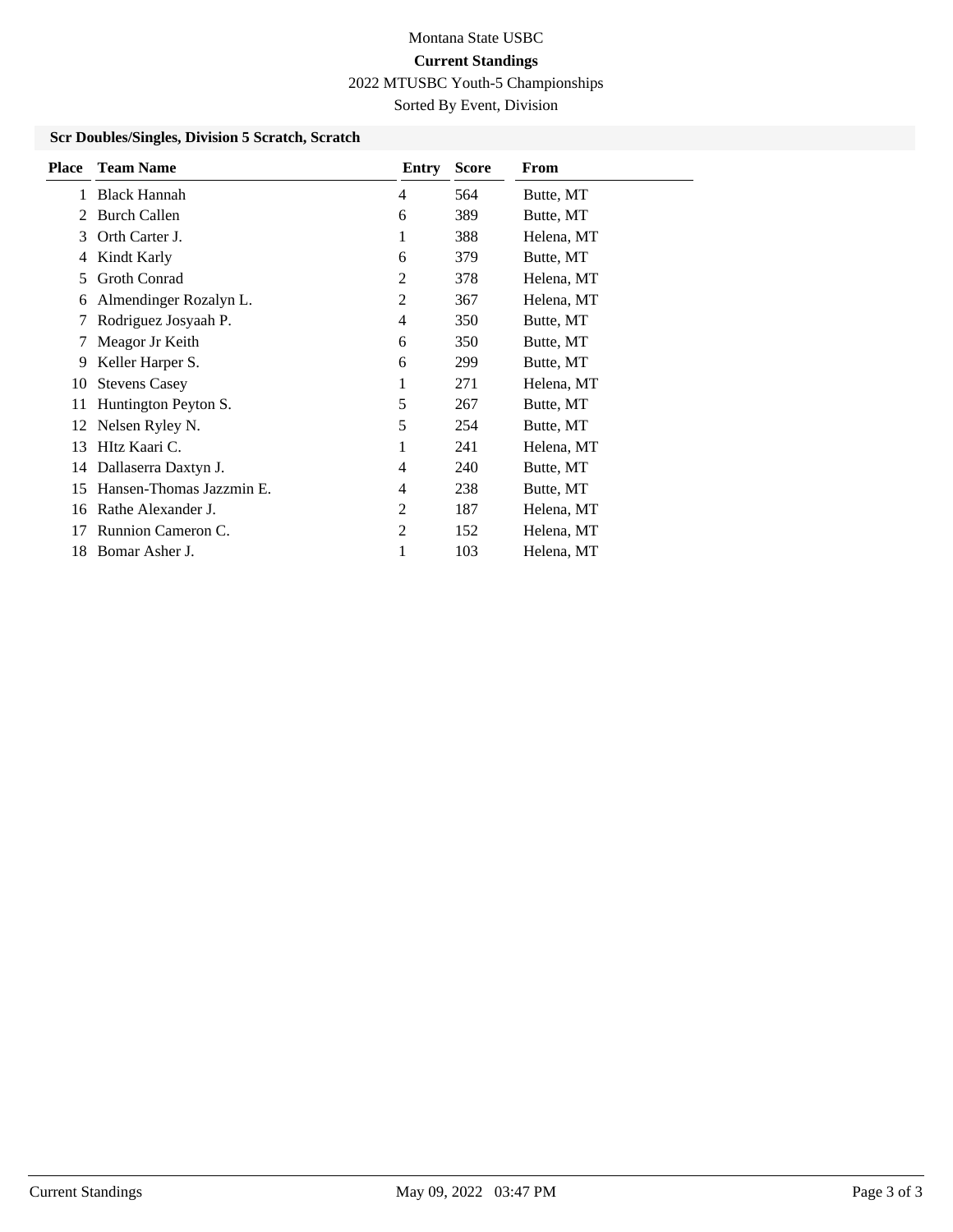Montana State USBC

**Current Standings**

2022 MTUSBC Youth-5 Championships

Sorted By Event, Division

### Scr Doubles/Singles, Division 5 Scratch, Scratch

| Place | Team Name | Entry | Score | From |
|---|---|---|---|---|
| 1 | Black Hannah | 4 | 564 | Butte, MT |
| 2 | Burch Callen | 6 | 389 | Butte, MT |
| 3 | Orth Carter J. | 1 | 388 | Helena, MT |
| 4 | Kindt Karly | 6 | 379 | Butte, MT |
| 5 | Groth Conrad | 2 | 378 | Helena, MT |
| 6 | Almendinger Rozalyn L. | 2 | 367 | Helena, MT |
| 7 | Rodriguez Josyaah P. | 4 | 350 | Butte, MT |
| 7 | Meagor Jr Keith | 6 | 350 | Butte, MT |
| 9 | Keller Harper S. | 6 | 299 | Butte, MT |
| 10 | Stevens Casey | 1 | 271 | Helena, MT |
| 11 | Huntington Peyton S. | 5 | 267 | Butte, MT |
| 12 | Nelsen Ryley N. | 5 | 254 | Butte, MT |
| 13 | HItz Kaari C. | 1 | 241 | Helena, MT |
| 14 | Dallaserra Daxtyn J. | 4 | 240 | Butte, MT |
| 15 | Hansen-Thomas Jazzmin E. | 4 | 238 | Butte, MT |
| 16 | Rathe Alexander J. | 2 | 187 | Helena, MT |
| 17 | Runnion Cameron C. | 2 | 152 | Helena, MT |
| 18 | Bomar Asher J. | 1 | 103 | Helena, MT |

Current Standings May 09, 2022 03:47 PM